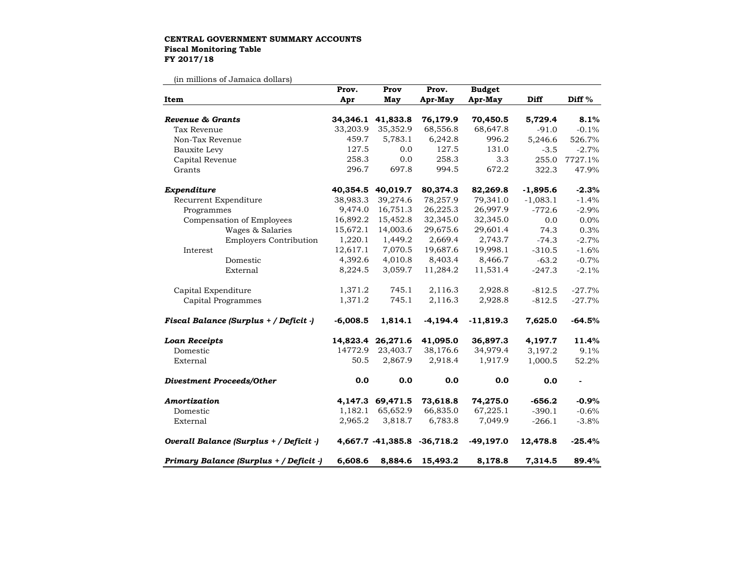**CENTRAL GOVERNMENT SUMMARY ACCOUNTS**
**Fiscal Monitoring Table**
**FY 2017/18**

(in millions of Jamaica dollars)

| Item | Prov. Apr | Prov May | Prov. Apr-May | Budget Apr-May | Diff | Diff % |
|---|---|---|---|---|---|---|
| ***Revenue & Grants*** | **34,346.1** | **41,833.8** | **76,179.9** | **70,450.5** | **5,729.4** | **8.1%** |
| Tax Revenue | 33,203.9 | 35,352.9 | 68,556.8 | 68,647.8 | -91.0 | -0.1% |
| Non-Tax Revenue | 459.7 | 5,783.1 | 6,242.8 | 996.2 | 5,246.6 | 526.7% |
| Bauxite Levy | 127.5 | 0.0 | 127.5 | 131.0 | -3.5 | -2.7% |
| Capital Revenue | 258.3 | 0.0 | 258.3 | 3.3 | 255.0 | 7727.1% |
| Grants | 296.7 | 697.8 | 994.5 | 672.2 | 322.3 | 47.9% |
| ***Expenditure*** | **40,354.5** | **40,019.7** | **80,374.3** | **82,269.8** | **-1,895.6** | **-2.3%** |
| Recurrent Expenditure | 38,983.3 | 39,274.6 | 78,257.9 | 79,341.0 | -1,083.1 | -1.4% |
| Programmes | 9,474.0 | 16,751.3 | 26,225.3 | 26,997.9 | -772.6 | -2.9% |
| Compensation of Employees | 16,892.2 | 15,452.8 | 32,345.0 | 32,345.0 | 0.0 | 0.0% |
| Wages & Salaries | 15,672.1 | 14,003.6 | 29,675.6 | 29,601.4 | 74.3 | 0.3% |
| Employers Contribution | 1,220.1 | 1,449.2 | 2,669.4 | 2,743.7 | -74.3 | -2.7% |
| Interest | 12,617.1 | 7,070.5 | 19,687.6 | 19,998.1 | -310.5 | -1.6% |
| Domestic | 4,392.6 | 4,010.8 | 8,403.4 | 8,466.7 | -63.2 | -0.7% |
| External | 8,224.5 | 3,059.7 | 11,284.2 | 11,531.4 | -247.3 | -2.1% |
| Capital Expenditure | 1,371.2 | 745.1 | 2,116.3 | 2,928.8 | -812.5 | -27.7% |
| Capital Programmes | 1,371.2 | 745.1 | 2,116.3 | 2,928.8 | -812.5 | -27.7% |
| ***Fiscal Balance (Surplus + / Deficit -)*** | **-6,008.5** | **1,814.1** | **-4,194.4** | **-11,819.3** | **7,625.0** | **-64.5%** |
| ***Loan Receipts*** | **14,823.4** | **26,271.6** | **41,095.0** | **36,897.3** | **4,197.7** | **11.4%** |
| Domestic | 14772.9 | 23,403.7 | 38,176.6 | 34,979.4 | 3,197.2 | 9.1% |
| External | 50.5 | 2,867.9 | 2,918.4 | 1,917.9 | 1,000.5 | 52.2% |
| ***Divestment Proceeds/Other*** | **0.0** | **0.0** | **0.0** | **0.0** | **0.0** | **-** |
| ***Amortization*** | **4,147.3** | **69,471.5** | **73,618.8** | **74,275.0** | **-656.2** | **-0.9%** |
| Domestic | 1,182.1 | 65,652.9 | 66,835.0 | 67,225.1 | -390.1 | -0.6% |
| External | 2,965.2 | 3,818.7 | 6,783.8 | 7,049.9 | -266.1 | -3.8% |
| ***Overall Balance (Surplus + / Deficit -)*** | **4,667.7** | **-41,385.8** | **-36,718.2** | **-49,197.0** | **12,478.8** | **-25.4%** |
| ***Primary Balance (Surplus + / Deficit -)*** | **6,608.6** | **8,884.6** | **15,493.2** | **8,178.8** | **7,314.5** | **89.4%** |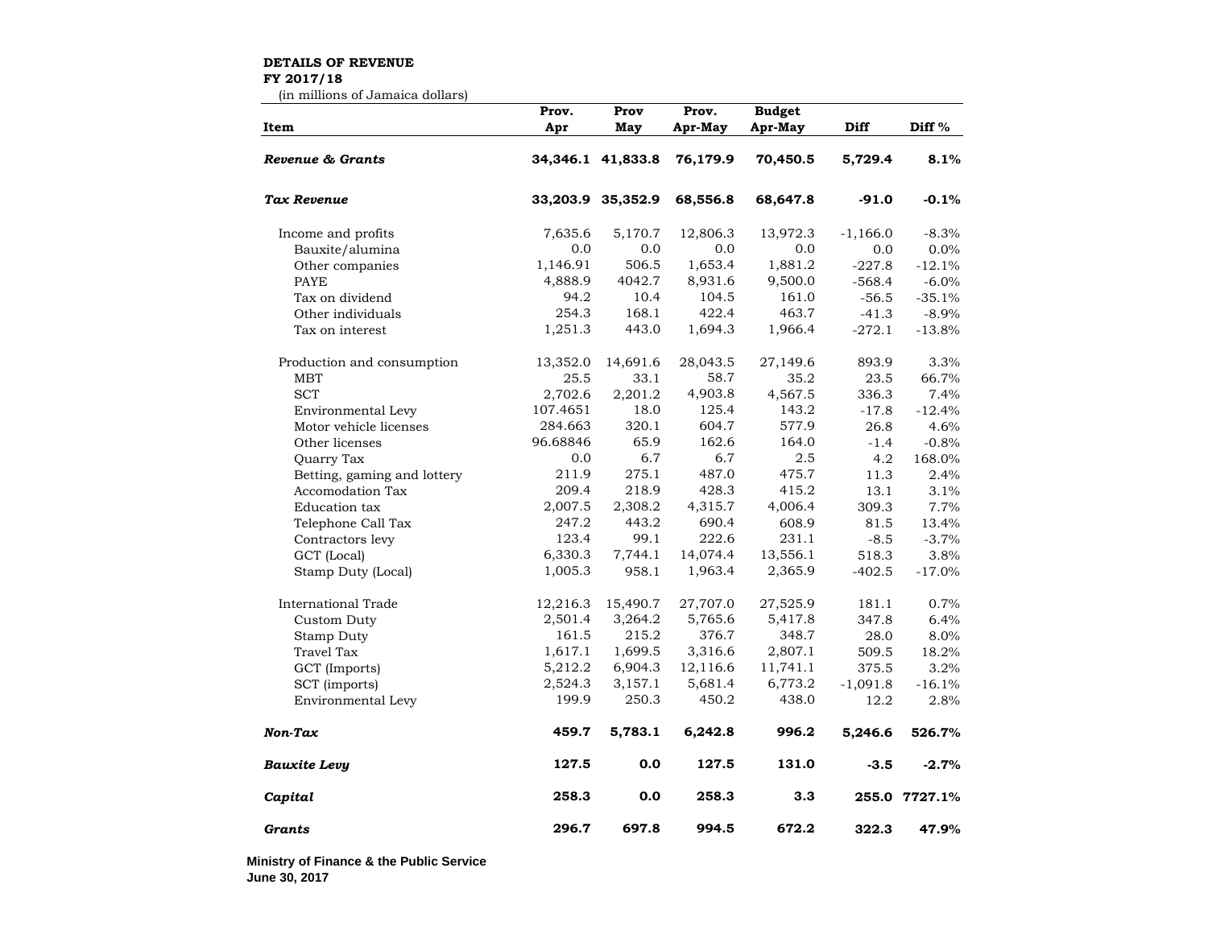**DETAILS OF REVENUE**
**FY 2017/18**
(in millions of Jamaica dollars)

| Item | Prov. Apr | Prov May | Prov. Apr-May | Budget Apr-May | Diff | Diff % |
|---|---|---|---|---|---|---|
| ***Revenue & Grants*** | **34,346.1** | **41,833.8** | **76,179.9** | **70,450.5** | **5,729.4** | **8.1%** |
| ***Tax Revenue*** | **33,203.9** | **35,352.9** | **68,556.8** | **68,647.8** | **-91.0** | **-0.1%** |
| Income and profits | 7,635.6 | 5,170.7 | 12,806.3 | 13,972.3 | -1,166.0 | -8.3% |
| Bauxite/alumina | 0.0 | 0.0 | 0.0 | 0.0 | 0.0 | 0.0% |
| Other companies | 1,146.91 | 506.5 | 1,653.4 | 1,881.2 | -227.8 | -12.1% |
| PAYE | 4,888.9 | 4042.7 | 8,931.6 | 9,500.0 | -568.4 | -6.0% |
| Tax on dividend | 94.2 | 10.4 | 104.5 | 161.0 | -56.5 | -35.1% |
| Other individuals | 254.3 | 168.1 | 422.4 | 463.7 | -41.3 | -8.9% |
| Tax on interest | 1,251.3 | 443.0 | 1,694.3 | 1,966.4 | -272.1 | -13.8% |
| Production and consumption | 13,352.0 | 14,691.6 | 28,043.5 | 27,149.6 | 893.9 | 3.3% |
| MBT | 25.5 | 33.1 | 58.7 | 35.2 | 23.5 | 66.7% |
| SCT | 2,702.6 | 2,201.2 | 4,903.8 | 4,567.5 | 336.3 | 7.4% |
| Environmental Levy | 107.4651 | 18.0 | 125.4 | 143.2 | -17.8 | -12.4% |
| Motor vehicle licenses | 284.663 | 320.1 | 604.7 | 577.9 | 26.8 | 4.6% |
| Other licenses | 96.68846 | 65.9 | 162.6 | 164.0 | -1.4 | -0.8% |
| Quarry Tax | 0.0 | 6.7 | 6.7 | 2.5 | 4.2 | 168.0% |
| Betting, gaming and lottery | 211.9 | 275.1 | 487.0 | 475.7 | 11.3 | 2.4% |
| Accomodation Tax | 209.4 | 218.9 | 428.3 | 415.2 | 13.1 | 3.1% |
| Education tax | 2,007.5 | 2,308.2 | 4,315.7 | 4,006.4 | 309.3 | 7.7% |
| Telephone Call Tax | 247.2 | 443.2 | 690.4 | 608.9 | 81.5 | 13.4% |
| Contractors levy | 123.4 | 99.1 | 222.6 | 231.1 | -8.5 | -3.7% |
| GCT (Local) | 6,330.3 | 7,744.1 | 14,074.4 | 13,556.1 | 518.3 | 3.8% |
| Stamp Duty (Local) | 1,005.3 | 958.1 | 1,963.4 | 2,365.9 | -402.5 | -17.0% |
| International Trade | 12,216.3 | 15,490.7 | 27,707.0 | 27,525.9 | 181.1 | 0.7% |
| Custom Duty | 2,501.4 | 3,264.2 | 5,765.6 | 5,417.8 | 347.8 | 6.4% |
| Stamp Duty | 161.5 | 215.2 | 376.7 | 348.7 | 28.0 | 8.0% |
| Travel Tax | 1,617.1 | 1,699.5 | 3,316.6 | 2,807.1 | 509.5 | 18.2% |
| GCT (Imports) | 5,212.2 | 6,904.3 | 12,116.6 | 11,741.1 | 375.5 | 3.2% |
| SCT (imports) | 2,524.3 | 3,157.1 | 5,681.4 | 6,773.2 | -1,091.8 | -16.1% |
| Environmental Levy | 199.9 | 250.3 | 450.2 | 438.0 | 12.2 | 2.8% |
| ***Non-Tax*** | **459.7** | **5,783.1** | **6,242.8** | **996.2** | **5,246.6** | **526.7%** |
| ***Bauxite Levy*** | **127.5** | **0.0** | **127.5** | **131.0** | **-3.5** | **-2.7%** |
| ***Capital*** | **258.3** | **0.0** | **258.3** | **3.3** | **255.0** | **7727.1%** |
| ***Grants*** | **296.7** | **697.8** | **994.5** | **672.2** | **322.3** | **47.9%** |

**Ministry of Finance & the Public Service**
**June 30, 2017**